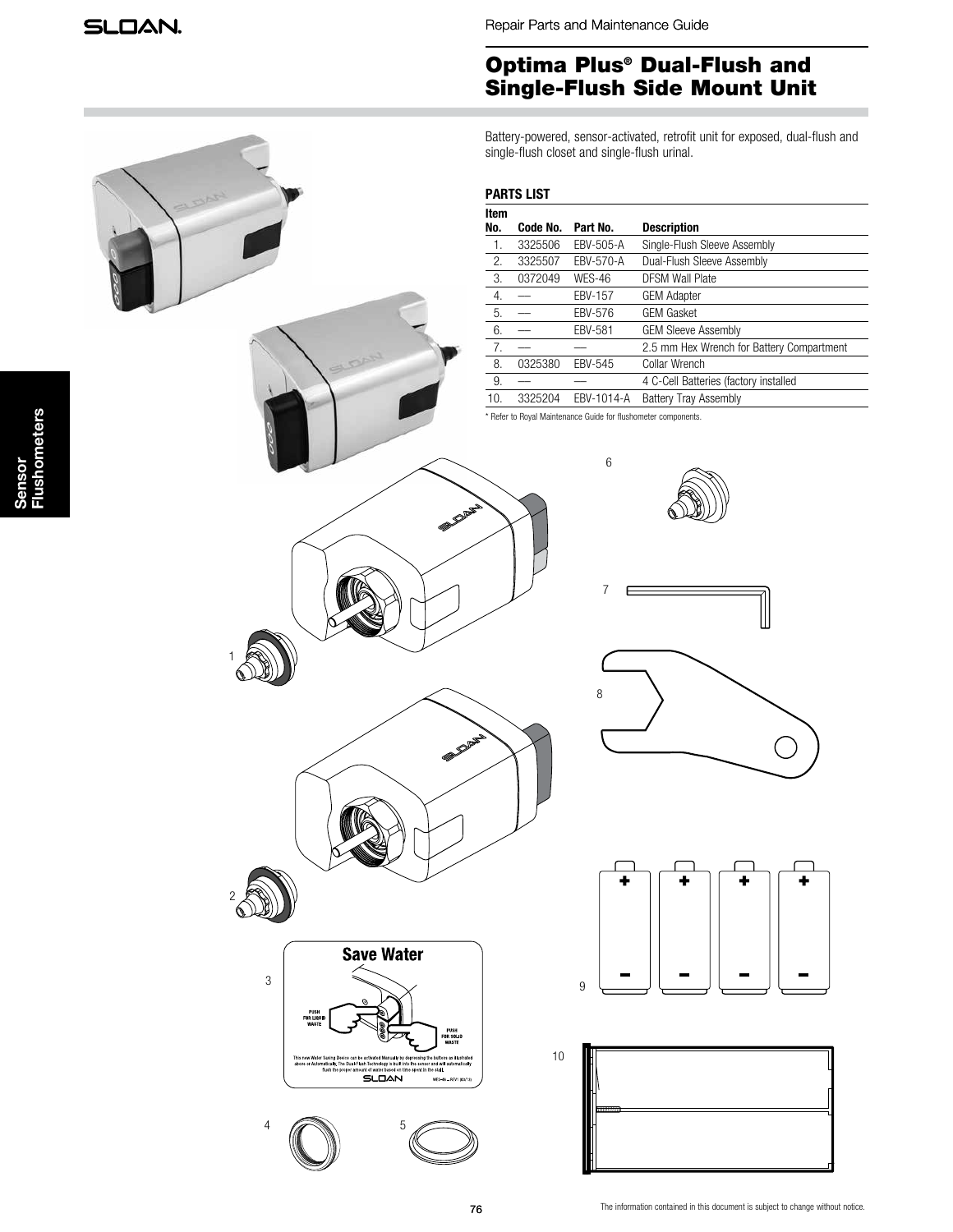Repair Parts and Maintenance Guide

# Optima Plus® Dual-Flush and Single-Flush Side Mount Unit

Battery-powered, sensor-activated, retrofit unit for exposed, dual-flush and single-flush closet and single-flush urinal.

## PARTS LIST

| Item No. | Code No. | Part No. | Description |
|---|---|---|---|
| 1. | 3325506 | EBV-505-A | Single-Flush Sleeve Assembly |
| 2. | 3325507 | EBV-570-A | Dual-Flush Sleeve Assembly |
| 3. | 0372049 | WES-46 | DFSM Wall Plate |
| 4. | — | EBV-157 | GEM Adapter |
| 5. | — | EBV-576 | GEM Gasket |
| 6. | — | EBV-581 | GEM Sleeve Assembly |
| 7. | — | — | 2.5 mm Hex Wrench for Battery Compartment |
| 8. | 0325380 | EBV-545 | Collar Wrench |
| 9. | — | — | 4 C-Cell Batteries (factory installed |
| 10. | 3325204 | EBV-1014-A | Battery Tray Assembly |

* Refer to Royal Maintenance Guide for flushometer components.

Sensor Flushometers

The information contained in this document is subject to change without notice.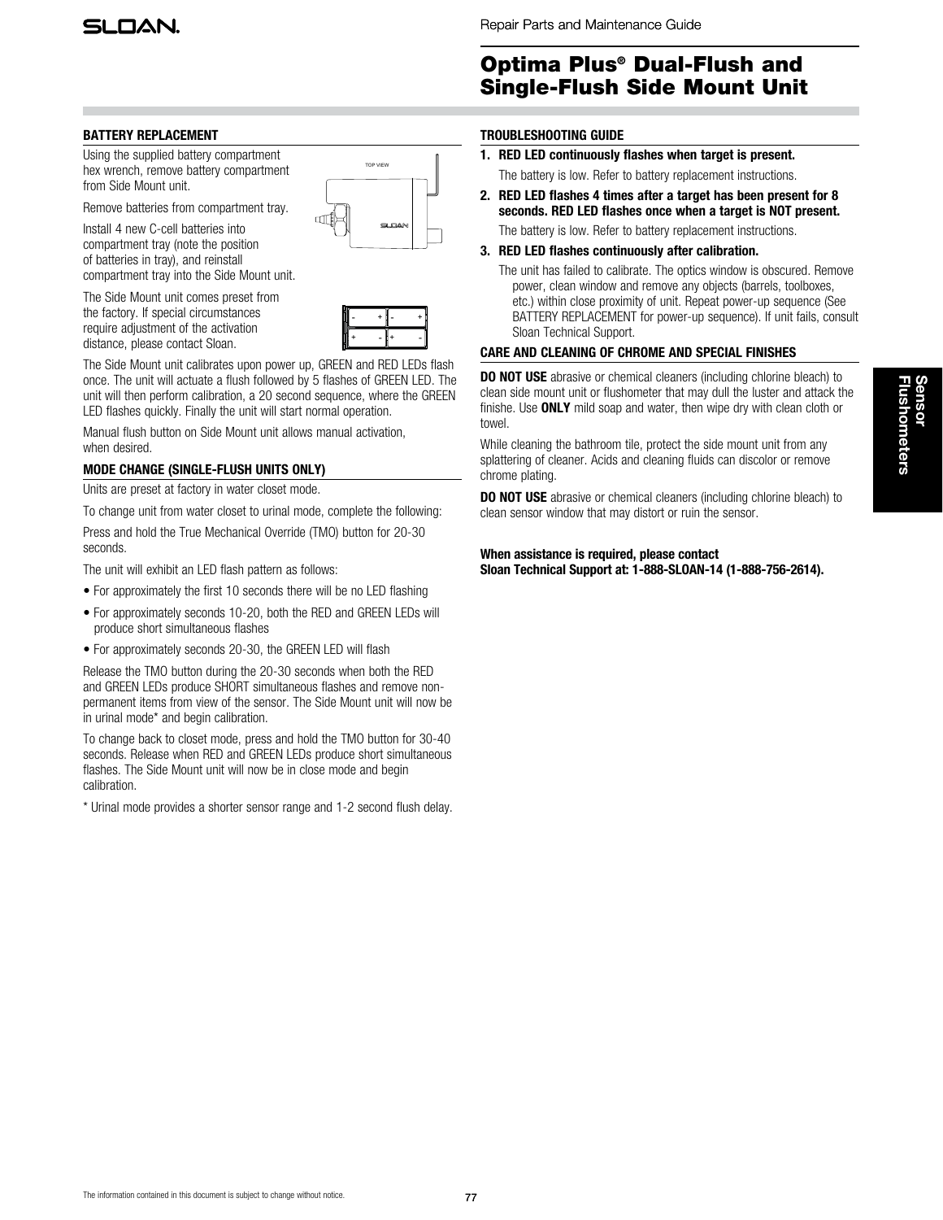# Optima Plus® Dual-Flush and Single-Flush Side Mount Unit

## BATTERY REPLACEMENT

Using the supplied battery compartment hex wrench, remove battery compartment from Side Mount unit.

Remove batteries from compartment tray.

Install 4 new C-cell batteries into compartment tray (note the position of batteries in tray), and reinstall compartment tray into the Side Mount unit.

The Side Mount unit comes preset from the factory. If special circumstances require adjustment of the activation distance, please contact Sloan.

The Side Mount unit calibrates upon power up, GREEN and RED LEDs flash once. The unit will actuate a flush followed by 5 flashes of GREEN LED. The unit will then perform calibration, a 20 second sequence, where the GREEN LED flashes quickly. Finally the unit will start normal operation.

Manual flush button on Side Mount unit allows manual activation, when desired.

## MODE CHANGE (SINGLE-FLUSH UNITS ONLY)

Units are preset at factory in water closet mode.

To change unit from water closet to urinal mode, complete the following:

Press and hold the True Mechanical Override (TMO) button for 20-30 seconds.

The unit will exhibit an LED flash pattern as follows:

- For approximately the first 10 seconds there will be no LED flashing
- For approximately seconds 10-20, both the RED and GREEN LEDs will produce short simultaneous flashes
- For approximately seconds 20-30, the GREEN LED will flash

Release the TMO button during the 20-30 seconds when both the RED and GREEN LEDs produce SHORT simultaneous flashes and remove non-permanent items from view of the sensor. The Side Mount unit will now be in urinal mode* and begin calibration.

To change back to closet mode, press and hold the TMO button for 30-40 seconds. Release when RED and GREEN LEDs produce short simultaneous flashes. The Side Mount unit will now be in close mode and begin calibration.

* Urinal mode provides a shorter sensor range and 1-2 second flush delay.

## TROUBLESHOOTING GUIDE

1. **RED LED continuously flashes when target is present.**

   The battery is low. Refer to battery replacement instructions.

2. **RED LED flashes 4 times after a target has been present for 8 seconds. RED LED flashes once when a target is NOT present.**

   The battery is low. Refer to battery replacement instructions.

3. **RED LED flashes continuously after calibration.**

   The unit has failed to calibrate. The optics window is obscured. Remove power, clean window and remove any objects (barrels, toolboxes, etc.) within close proximity of unit. Repeat power-up sequence (See BATTERY REPLACEMENT for power-up sequence). If unit fails, consult Sloan Technical Support.

## CARE AND CLEANING OF CHROME AND SPECIAL FINISHES

**DO NOT USE** abrasive or chemical cleaners (including chlorine bleach) to clean side mount unit or flushometer that may dull the luster and attack the finishe. Use **ONLY** mild soap and water, then wipe dry with clean cloth or towel.

While cleaning the bathroom tile, protect the side mount unit from any splattering of cleaner. Acids and cleaning fluids can discolor or remove chrome plating.

**DO NOT USE** abrasive or chemical cleaners (including chlorine bleach) to clean sensor window that may distort or ruin the sensor.

**When assistance is required, please contact Sloan Technical Support at: 1-888-SLOAN-14 (1-888-756-2614).**

The information contained in this document is subject to change without notice.